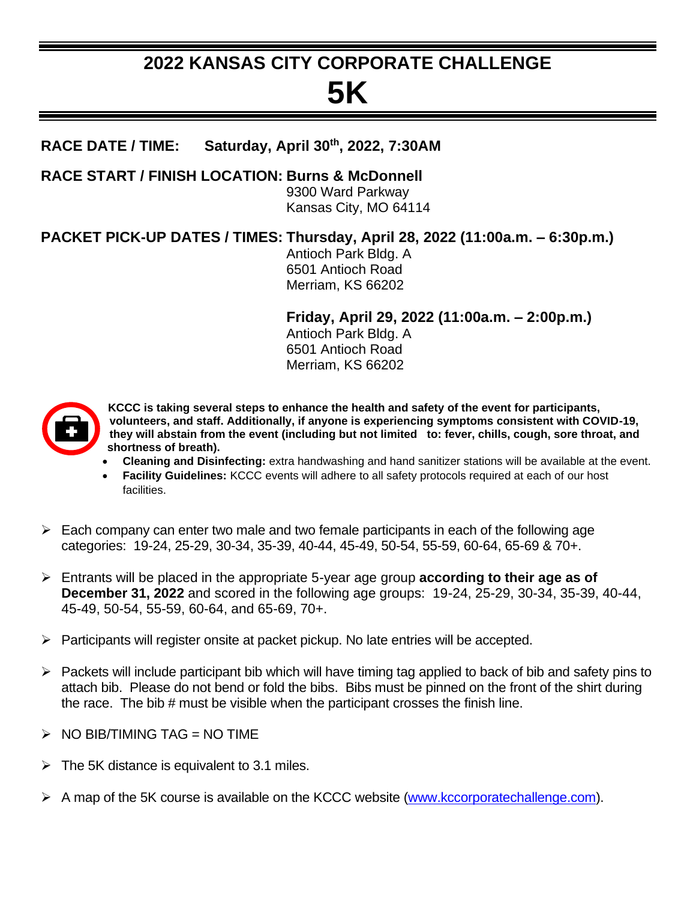# 2022 KANSAS CITY CORPORATE CHALLENGE

# 5K

**RACE DATE / TIME:** **Saturday, April 30th, 2022, 7:30AM**

**RACE START / FINISH LOCATION:** **Burns & McDonnell**
9300 Ward Parkway
Kansas City, MO 64114

**PACKET PICK-UP DATES / TIMES:** **Thursday, April 28, 2022 (11:00a.m. – 6:30p.m.)**
Antioch Park Bldg. A
6501 Antioch Road
Merriam, KS 66202

**Friday, April 29, 2022 (11:00a.m. – 2:00p.m.)**
Antioch Park Bldg. A
6501 Antioch Road
Merriam, KS 66202

**KCCC is taking several steps to enhance the health and safety of the event for participants, volunteers, and staff. Additionally, if anyone is experiencing symptoms consistent with COVID-19, they will abstain from the event (including but not limited to: fever, chills, cough, sore throat, and shortness of breath).**

- **Cleaning and Disinfecting:** extra handwashing and hand sanitizer stations will be available at the event.
- **Facility Guidelines:** KCCC events will adhere to all safety protocols required at each of our host facilities.

- Each company can enter two male and two female participants in each of the following age categories: 19-24, 25-29, 30-34, 35-39, 40-44, 45-49, 50-54, 55-59, 60-64, 65-69 & 70+.
- Entrants will be placed in the appropriate 5-year age group **according to their age as of December 31, 2022** and scored in the following age groups: 19-24, 25-29, 30-34, 35-39, 40-44, 45-49, 50-54, 55-59, 60-64, and 65-69, 70+.
- Participants will register onsite at packet pickup. No late entries will be accepted.
- Packets will include participant bib which will have timing tag applied to back of bib and safety pins to attach bib. Please do not bend or fold the bibs. Bibs must be pinned on the front of the shirt during the race. The bib # must be visible when the participant crosses the finish line.
- NO BIB/TIMING TAG = NO TIME
- The 5K distance is equivalent to 3.1 miles.
- A map of the 5K course is available on the KCCC website (www.kccorporatechallenge.com).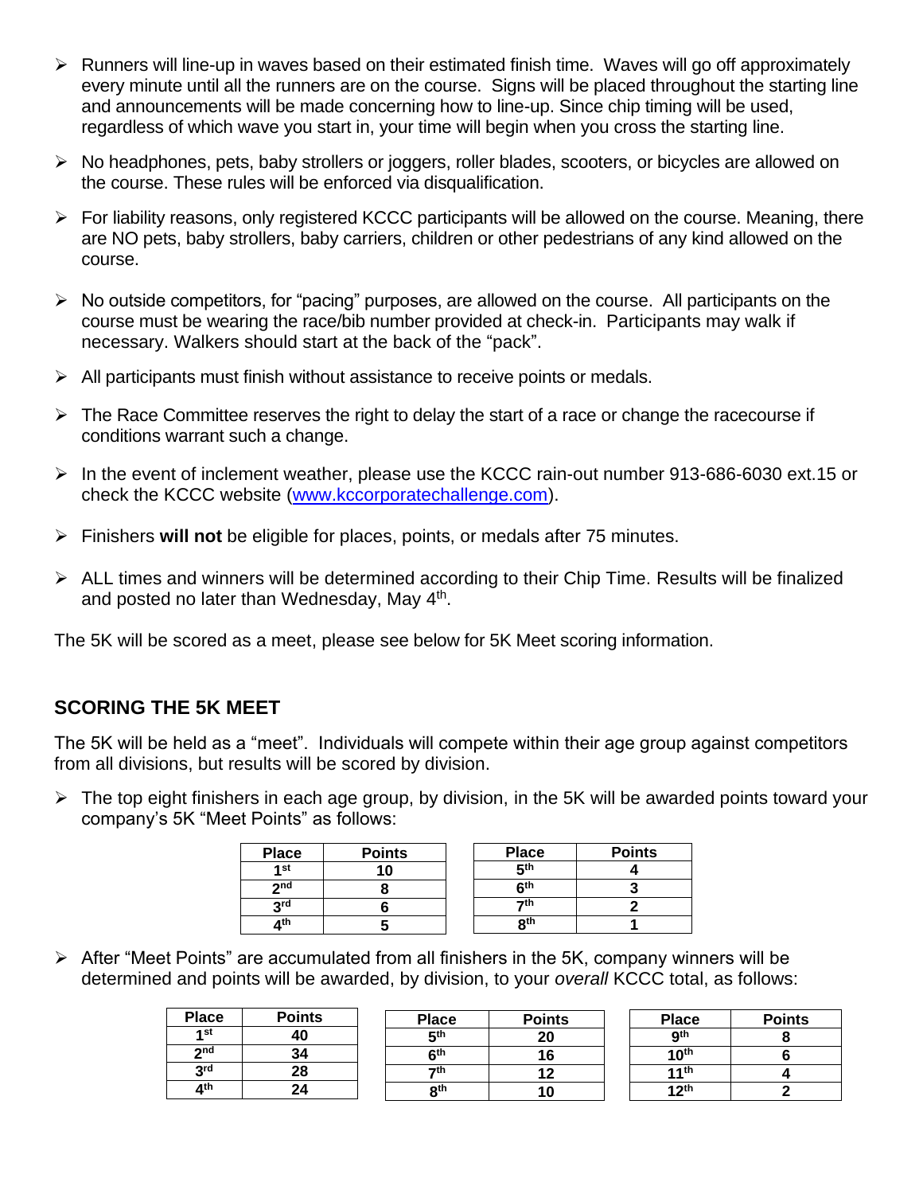- Runners will line-up in waves based on their estimated finish time. Waves will go off approximately every minute until all the runners are on the course. Signs will be placed throughout the starting line and announcements will be made concerning how to line-up. Since chip timing will be used, regardless of which wave you start in, your time will begin when you cross the starting line.
- No headphones, pets, baby strollers or joggers, roller blades, scooters, or bicycles are allowed on the course. These rules will be enforced via disqualification.
- For liability reasons, only registered KCCC participants will be allowed on the course. Meaning, there are NO pets, baby strollers, baby carriers, children or other pedestrians of any kind allowed on the course.
- No outside competitors, for "pacing" purposes, are allowed on the course. All participants on the course must be wearing the race/bib number provided at check-in. Participants may walk if necessary. Walkers should start at the back of the "pack".
- All participants must finish without assistance to receive points or medals.
- The Race Committee reserves the right to delay the start of a race or change the racecourse if conditions warrant such a change.
- In the event of inclement weather, please use the KCCC rain-out number 913-686-6030 ext.15 or check the KCCC website (www.kccorporatechallenge.com).
- Finishers **will not** be eligible for places, points, or medals after 75 minutes.
- ALL times and winners will be determined according to their Chip Time. Results will be finalized and posted no later than Wednesday, May 4th.

The 5K will be scored as a meet, please see below for 5K Meet scoring information.

## SCORING THE 5K MEET

The 5K will be held as a "meet". Individuals will compete within their age group against competitors from all divisions, but results will be scored by division.

- The top eight finishers in each age group, by division, in the 5K will be awarded points toward your company's 5K "Meet Points" as follows:

| Place | Points |
|---|---|
| 1st | 10 |
| 2nd | 8 |
| 3rd | 6 |
| 4th | 5 |
| 5th | 4 |
| 6th | 3 |
| 7th | 2 |
| 8th | 1 |

- After "Meet Points" are accumulated from all finishers in the 5K, company winners will be determined and points will be awarded, by division, to your *overall* KCCC total, as follows:

| Place | Points |
|---|---|
| 1st | 40 |
| 2nd | 34 |
| 3rd | 28 |
| 4th | 24 |
| 5th | 20 |
| 6th | 16 |
| 7th | 12 |
| 8th | 10 |
| 9th | 8 |
| 10th | 6 |
| 11th | 4 |
| 12th | 2 |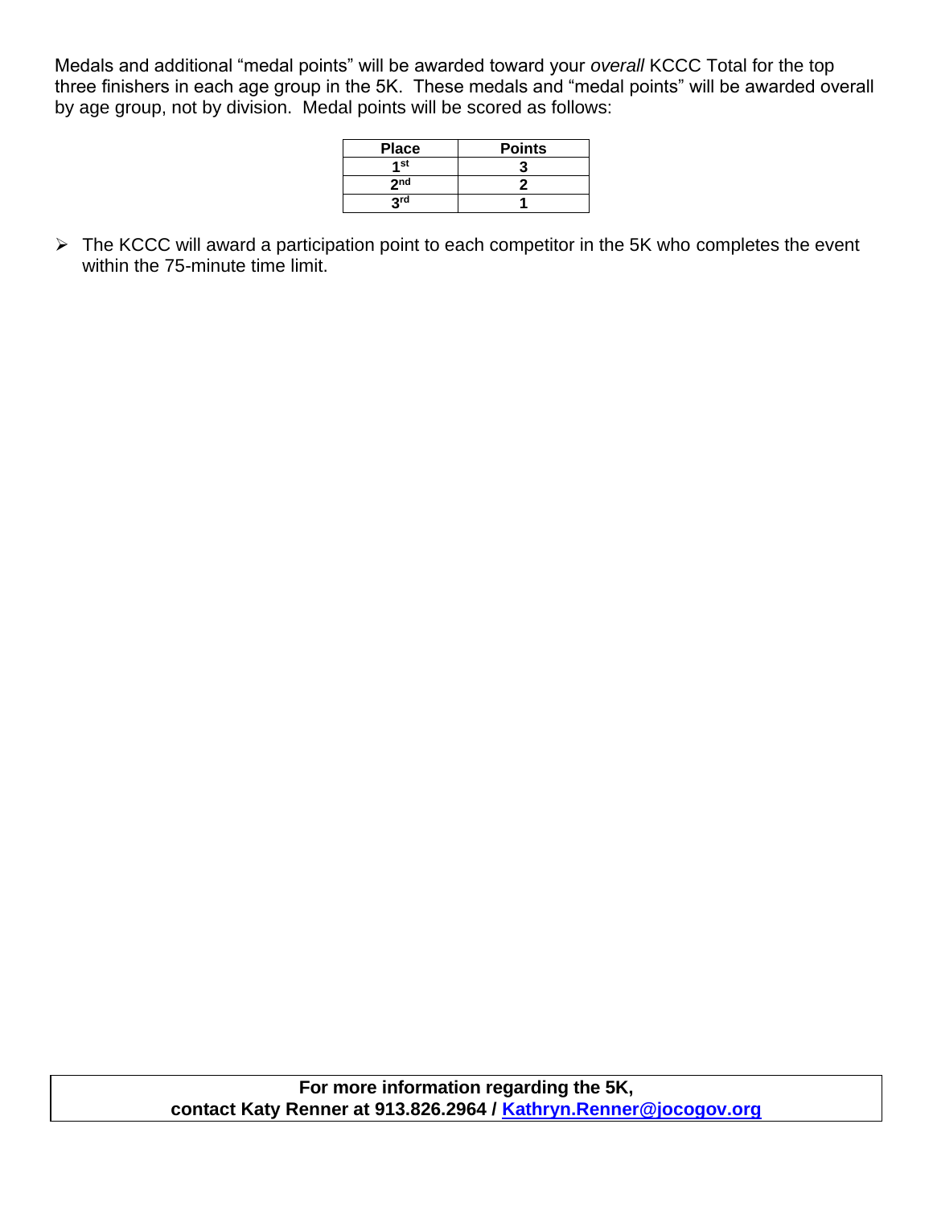Medals and additional "medal points" will be awarded toward your *overall* KCCC Total for the top three finishers in each age group in the 5K. These medals and "medal points" will be awarded overall by age group, not by division. Medal points will be scored as follows:

| Place | Points |
|---|---|
| 1st | 3 |
| 2nd | 2 |
| 3rd | 1 |

- The KCCC will award a participation point to each competitor in the 5K who completes the event within the 75-minute time limit.

**For more information regarding the 5K,**
**contact Katy Renner at 913.826.2964 / [Kathryn.Renner@jocogov.org](mailto:Kathryn.Renner@jocogov.org)**